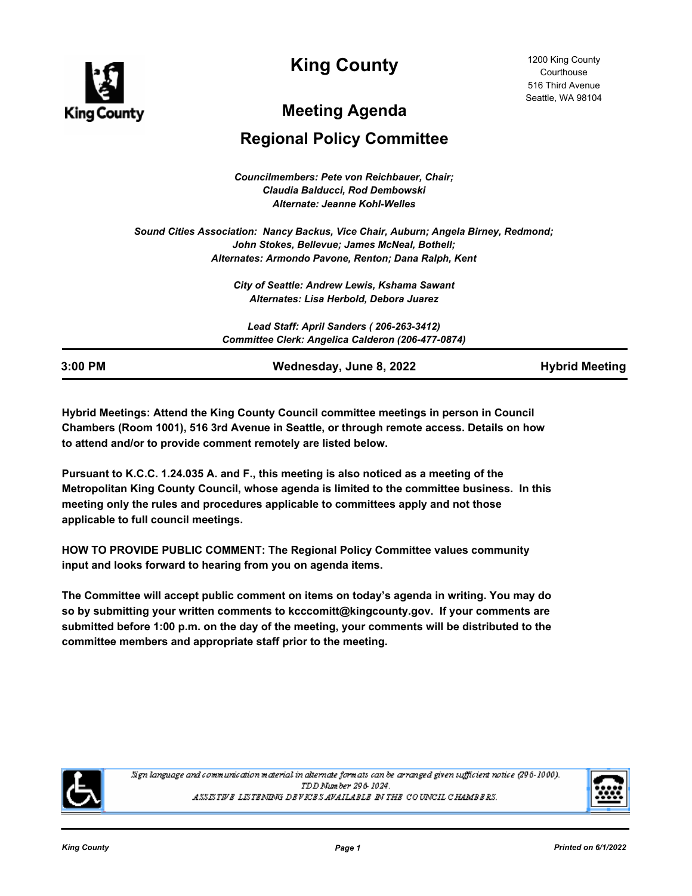# King County

1200 King County Courthouse
516 Third Avenue
Seattle, WA 98104

## Meeting Agenda

## Regional Policy Committee

*Councilmembers: Pete von Reichbauer, Chair;*
*Claudia Balducci, Rod Dembowski*
*Alternate: Jeanne Kohl-Welles*

*Sound Cities Association: Nancy Backus, Vice Chair, Auburn; Angela Birney, Redmond;*
*John Stokes, Bellevue; James McNeal, Bothell;*
*Alternates: Armondo Pavone, Renton; Dana Ralph, Kent*

*City of Seattle: Andrew Lewis, Kshama Sawant*
*Alternates: Lisa Herbold, Debora Juarez*

*Lead Staff: April Sanders ( 206-263-3412)*
*Committee Clerk: Angelica Calderon (206-477-0874)*

**3:00 PM** | **Wednesday, June 8, 2022** | **Hybrid Meeting**

**Hybrid Meetings: Attend the King County Council committee meetings in person in Council Chambers (Room 1001), 516 3rd Avenue in Seattle, or through remote access. Details on how to attend and/or to provide comment remotely are listed below.**

**Pursuant to K.C.C. 1.24.035 A. and F., this meeting is also noticed as a meeting of the Metropolitan King County Council, whose agenda is limited to the committee business. In this meeting only the rules and procedures applicable to committees apply and not those applicable to full council meetings.**

**HOW TO PROVIDE PUBLIC COMMENT: The Regional Policy Committee values community input and looks forward to hearing from you on agenda items.**

**The Committee will accept public comment on items on today's agenda in writing. You may do so by submitting your written comments to kcccomitt@kingcounty.gov. If your comments are submitted before 1:00 p.m. on the day of the meeting, your comments will be distributed to the committee members and appropriate staff prior to the meeting.**

*Sign language and communication material in alternate formats can be arranged given sufficient notice (296-1000).*
*TDD Number 296-1024.*
*ASSISTIVE LISTENING DEVICES AVAILABLE IN THE COUNCIL CHAMBERS.*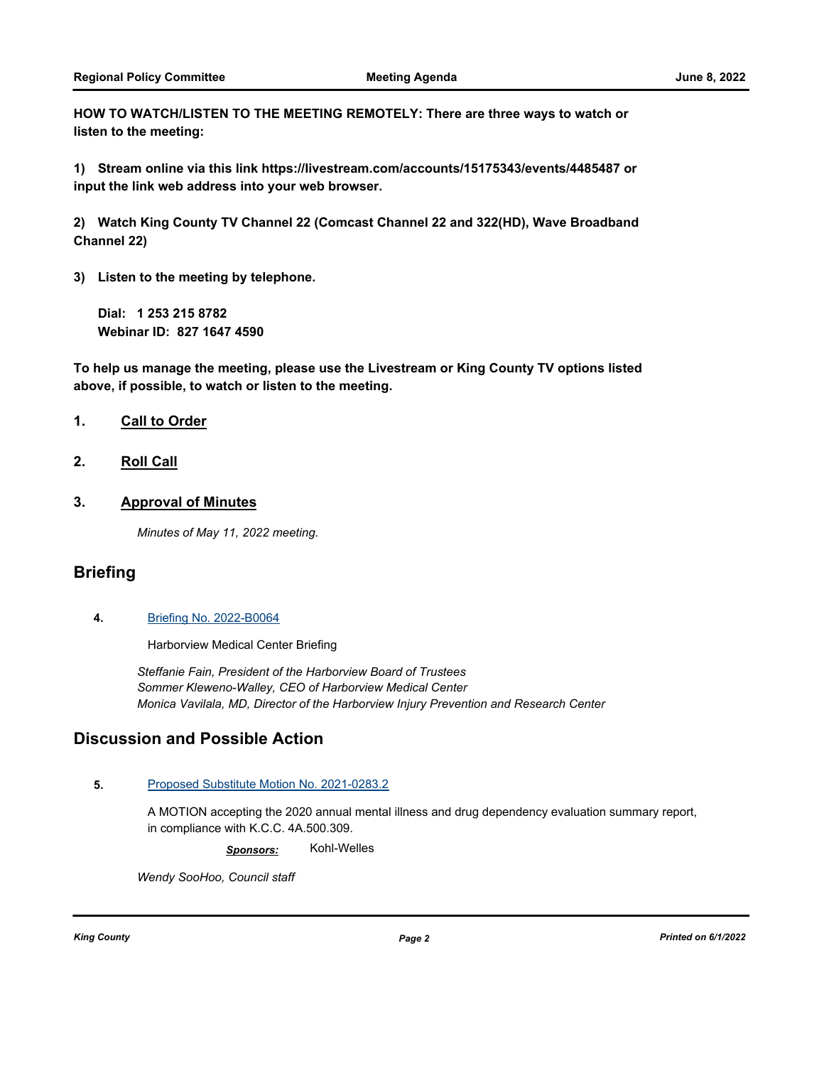**HOW TO WATCH/LISTEN TO THE MEETING REMOTELY: There are three ways to watch or listen to the meeting:**

**1) Stream online via this link https://livestream.com/accounts/15175343/events/4485487 or input the link web address into your web browser.**

**2) Watch King County TV Channel 22 (Comcast Channel 22 and 322(HD), Wave Broadband Channel 22)**

**3) Listen to the meeting by telephone.**

**Dial: 1 253 215 8782**
**Webinar ID: 827 1647 4590**

**To help us manage the meeting, please use the Livestream or King County TV options listed above, if possible, to watch or listen to the meeting.**

**1. Call to Order**

**2. Roll Call**

**3. Approval of Minutes**

*Minutes of May 11, 2022 meeting.*

## Briefing

**4.** Briefing No. 2022-B0064

Harborview Medical Center Briefing

*Steffanie Fain, President of the Harborview Board of Trustees*
*Sommer Kleweno-Walley, CEO of Harborview Medical Center*
*Monica Vavilala, MD, Director of the Harborview Injury Prevention and Research Center*

## Discussion and Possible Action

**5.** Proposed Substitute Motion No. 2021-0283.2

A MOTION accepting the 2020 annual mental illness and drug dependency evaluation summary report, in compliance with K.C.C. 4A.500.309.

***Sponsors:*** Kohl-Welles

*Wendy SooHoo, Council staff*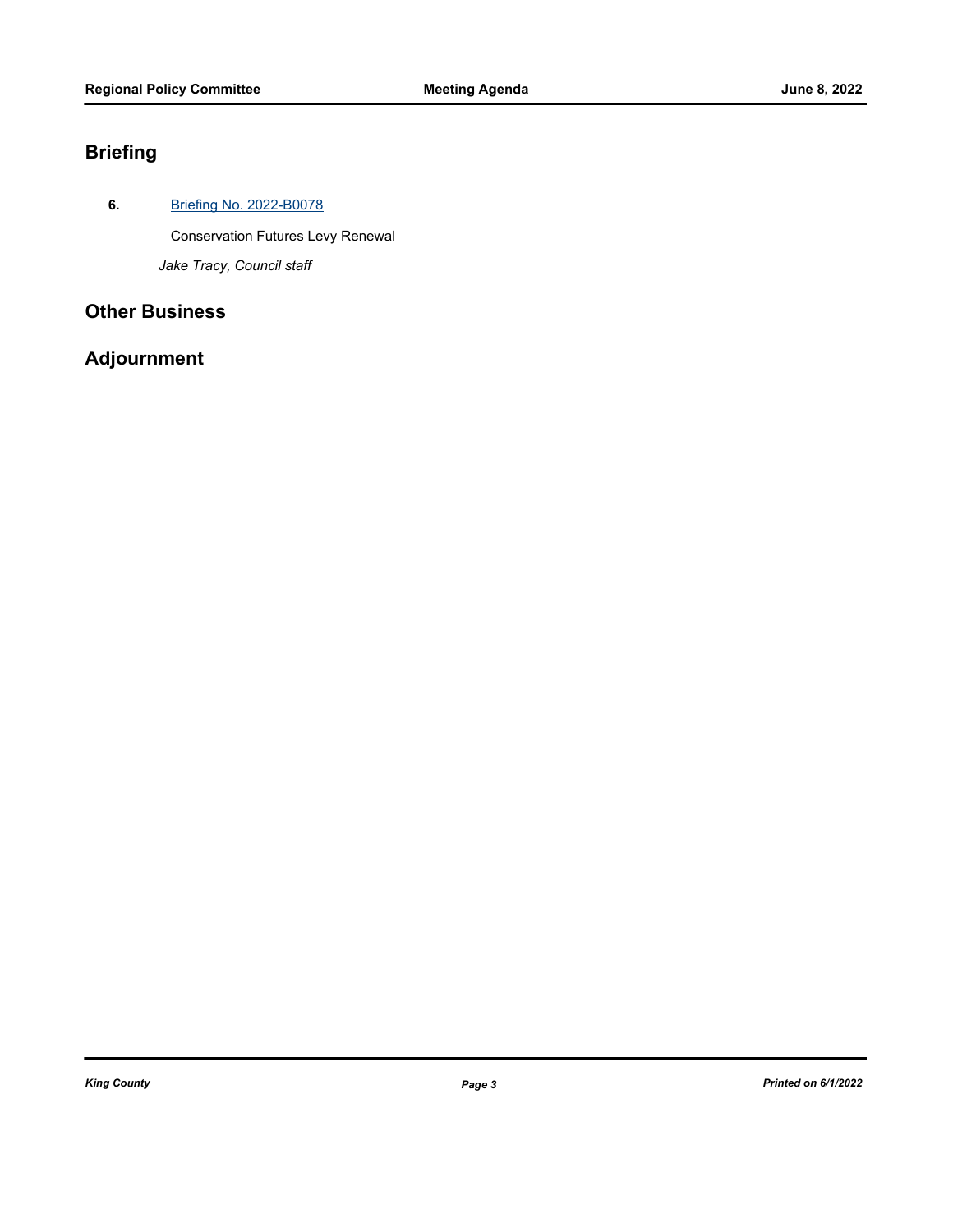## Briefing

6. [Briefing No. 2022-B0078]

   Conservation Futures Levy Renewal

   *Jake Tracy, Council staff*

## Other Business

## Adjournment